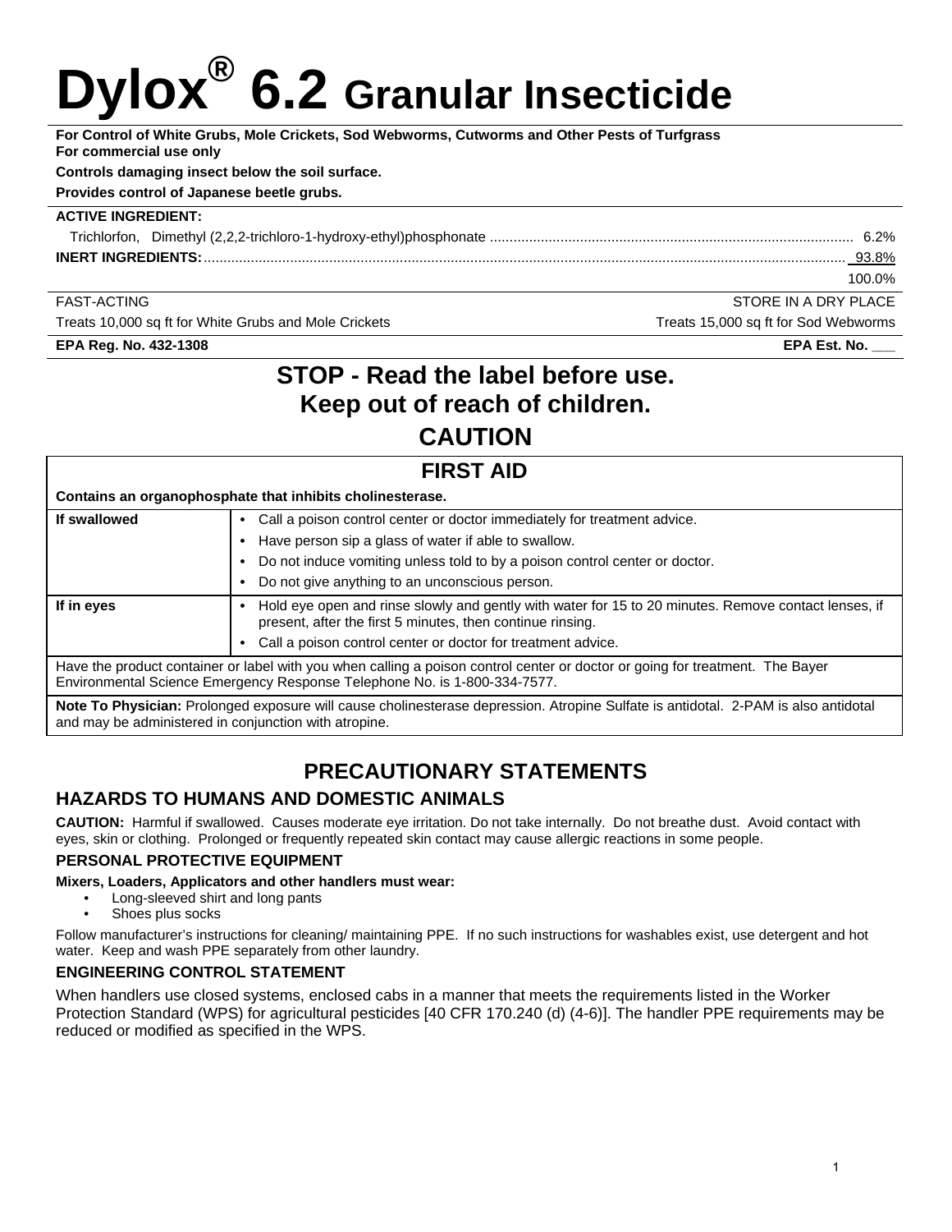# Dylox® 6.2 Granular Insecticide

**For Control of White Grubs, Mole Crickets, Sod Webworms, Cutworms and Other Pests of Turfgrass**
**For commercial use only**

**Controls damaging insect below the soil surface.**

**Provides control of Japanese beetle grubs.**

**ACTIVE INGREDIENT:**

| | |
|---|---|
| Trichlorfon, Dimethyl (2,2,2-trichloro-1-hydroxy-ethyl)phosphonate | 6.2% |
| **INERT INGREDIENTS:** | 93.8% |
| | 100.0% |

| | |
|---|---|
| FAST-ACTING | STORE IN A DRY PLACE |
| Treats 10,000 sq ft for White Grubs and Mole Crickets | Treats 15,000 sq ft for Sod Webworms |
| **EPA Reg. No. 432-1308** | **EPA Est. No. ___** |

## STOP - Read the label before use.
## Keep out of reach of children.
## CAUTION

## FIRST AID

**Contains an organophosphate that inhibits cholinesterase.**

| | |
|---|---|
| **If swallowed** | • Call a poison control center or doctor immediately for treatment advice.<br>• Have person sip a glass of water if able to swallow.<br>• Do not induce vomiting unless told to by a poison control center or doctor.<br>• Do not give anything to an unconscious person. |
| **If in eyes** | • Hold eye open and rinse slowly and gently with water for 15 to 20 minutes. Remove contact lenses, if present, after the first 5 minutes, then continue rinsing.<br>• Call a poison control center or doctor for treatment advice. |

Have the product container or label with you when calling a poison control center or doctor or going for treatment. The Bayer Environmental Science Emergency Response Telephone No. is 1-800-334-7577.

**Note To Physician:** Prolonged exposure will cause cholinesterase depression. Atropine Sulfate is antidotal. 2-PAM is also antidotal and may be administered in conjunction with atropine.

## PRECAUTIONARY STATEMENTS

### HAZARDS TO HUMANS AND DOMESTIC ANIMALS

**CAUTION:** Harmful if swallowed. Causes moderate eye irritation. Do not take internally. Do not breathe dust. Avoid contact with eyes, skin or clothing. Prolonged or frequently repeated skin contact may cause allergic reactions in some people.

#### PERSONAL PROTECTIVE EQUIPMENT

**Mixers, Loaders, Applicators and other handlers must wear:**

- Long-sleeved shirt and long pants
- Shoes plus socks

Follow manufacturer's instructions for cleaning/ maintaining PPE. If no such instructions for washables exist, use detergent and hot water. Keep and wash PPE separately from other laundry.

#### ENGINEERING CONTROL STATEMENT

When handlers use closed systems, enclosed cabs in a manner that meets the requirements listed in the Worker Protection Standard (WPS) for agricultural pesticides [40 CFR 170.240 (d) (4-6)]. The handler PPE requirements may be reduced or modified as specified in the WPS.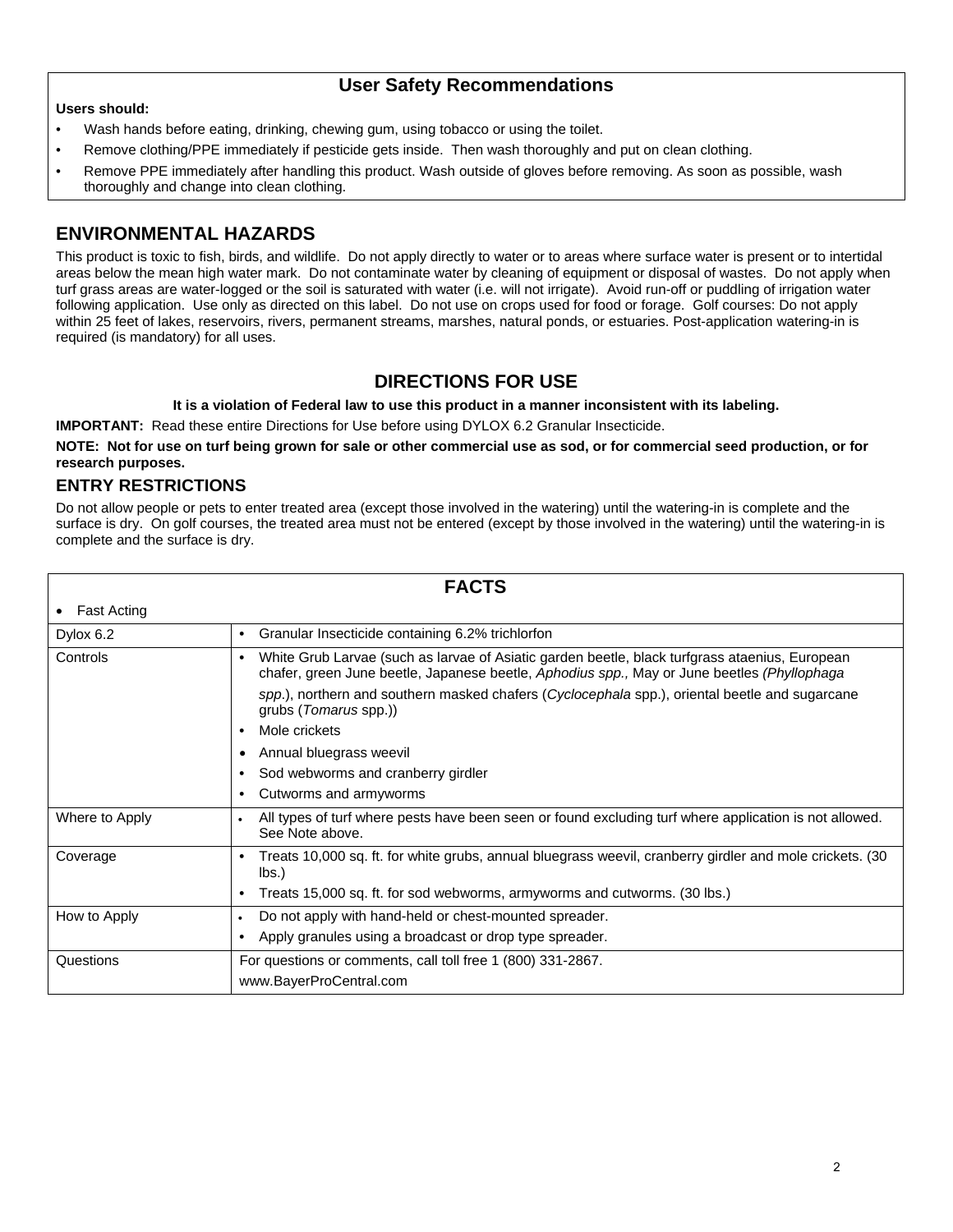## User Safety Recommendations

**Users should:**

- Wash hands before eating, drinking, chewing gum, using tobacco or using the toilet.
- Remove clothing/PPE immediately if pesticide gets inside. Then wash thoroughly and put on clean clothing.
- Remove PPE immediately after handling this product. Wash outside of gloves before removing. As soon as possible, wash thoroughly and change into clean clothing.

## ENVIRONMENTAL HAZARDS

This product is toxic to fish, birds, and wildlife. Do not apply directly to water or to areas where surface water is present or to intertidal areas below the mean high water mark. Do not contaminate water by cleaning of equipment or disposal of wastes. Do not apply when turf grass areas are water-logged or the soil is saturated with water (i.e. will not irrigate). Avoid run-off or puddling of irrigation water following application. Use only as directed on this label. Do not use on crops used for food or forage. Golf courses: Do not apply within 25 feet of lakes, reservoirs, rivers, permanent streams, marshes, natural ponds, or estuaries. Post-application watering-in is required (is mandatory) for all uses.

## DIRECTIONS FOR USE

**It is a violation of Federal law to use this product in a manner inconsistent with its labeling.**

**IMPORTANT:** Read these entire Directions for Use before using DYLOX 6.2 Granular Insecticide.

**NOTE: Not for use on turf being grown for sale or other commercial use as sod, or for commercial seed production, or for research purposes.**

## ENTRY RESTRICTIONS

Do not allow people or pets to enter treated area (except those involved in the watering) until the watering-in is complete and the surface is dry. On golf courses, the treated area must not be entered (except by those involved in the watering) until the watering-in is complete and the surface is dry.

## FACTS

- Fast Acting

| | |
|---|---|
| Dylox 6.2 | • Granular Insecticide containing 6.2% trichlorfon |
| Controls | • White Grub Larvae (such as larvae of Asiatic garden beetle, black turfgrass ataenius, European chafer, green June beetle, Japanese beetle, *Aphodius spp.,* May or June beetles *(Phyllophaga spp.*), northern and southern masked chafers (*Cyclocephala* spp.), oriental beetle and sugarcane grubs (*Tomarus* spp.))<br>• Mole crickets<br>• Annual bluegrass weevil<br>• Sod webworms and cranberry girdler<br>• Cutworms and armyworms |
| Where to Apply | • All types of turf where pests have been seen or found excluding turf where application is not allowed. See Note above. |
| Coverage | • Treats 10,000 sq. ft. for white grubs, annual bluegrass weevil, cranberry girdler and mole crickets. (30 lbs.)<br>• Treats 15,000 sq. ft. for sod webworms, armyworms and cutworms. (30 lbs.) |
| How to Apply | • Do not apply with hand-held or chest-mounted spreader.<br>• Apply granules using a broadcast or drop type spreader. |
| Questions | For questions or comments, call toll free 1 (800) 331-2867.<br>www.BayerProCentral.com |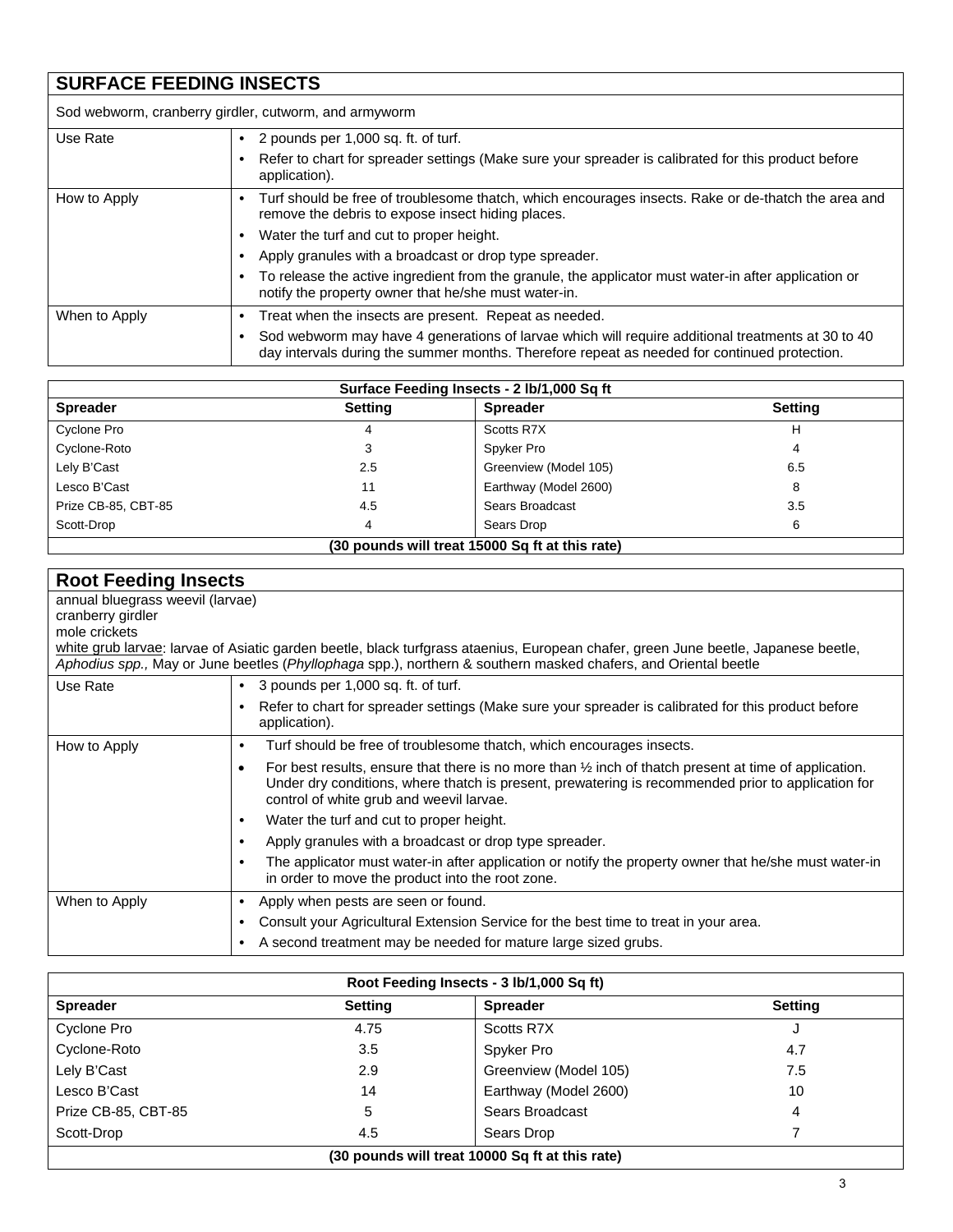## SURFACE FEEDING INSECTS

Sod webworm, cranberry girdler, cutworm, and armyworm

| | |
|---|---|
| Use Rate | • 2 pounds per 1,000 sq. ft. of turf.<br>• Refer to chart for spreader settings (Make sure your spreader is calibrated for this product before application). |
| How to Apply | • Turf should be free of troublesome thatch, which encourages insects. Rake or de-thatch the area and remove the debris to expose insect hiding places.<br>• Water the turf and cut to proper height.<br>• Apply granules with a broadcast or drop type spreader.<br>• To release the active ingredient from the granule, the applicator must water-in after application or notify the property owner that he/she must water-in. |
| When to Apply | • Treat when the insects are present. Repeat as needed.<br>• Sod webworm may have 4 generations of larvae which will require additional treatments at 30 to 40 day intervals during the summer months. Therefore repeat as needed for continued protection. |

| Surface Feeding Insects - 2 lb/1,000 Sq ft | | | |
|---|---|---|---|
| **Spreader** | **Setting** | **Spreader** | **Setting** |
| Cyclone Pro | 4 | Scotts R7X | H |
| Cyclone-Roto | 3 | Spyker Pro | 4 |
| Lely B'Cast | 2.5 | Greenview (Model 105) | 6.5 |
| Lesco B'Cast | 11 | Earthway (Model 2600) | 8 |
| Prize CB-85, CBT-85 | 4.5 | Sears Broadcast | 3.5 |
| Scott-Drop | 4 | Sears Drop | 6 |
| **(30 pounds will treat 15000 Sq ft at this rate)** | | | |

## Root Feeding Insects

annual bluegrass weevil (larvae)
cranberry girdler
mole crickets
white grub larvae: larvae of Asiatic garden beetle, black turfgrass ataenius, European chafer, green June beetle, Japanese beetle, *Aphodius spp.,* May or June beetles (*Phyllophaga* spp.), northern & southern masked chafers, and Oriental beetle

| | |
|---|---|
| Use Rate | • 3 pounds per 1,000 sq. ft. of turf.<br>• Refer to chart for spreader settings (Make sure your spreader is calibrated for this product before application). |
| How to Apply | • Turf should be free of troublesome thatch, which encourages insects.<br>• For best results, ensure that there is no more than ½ inch of thatch present at time of application. Under dry conditions, where thatch is present, prewatering is recommended prior to application for control of white grub and weevil larvae.<br>• Water the turf and cut to proper height.<br>• Apply granules with a broadcast or drop type spreader.<br>• The applicator must water-in after application or notify the property owner that he/she must water-in in order to move the product into the root zone. |
| When to Apply | • Apply when pests are seen or found.<br>• Consult your Agricultural Extension Service for the best time to treat in your area.<br>• A second treatment may be needed for mature large sized grubs. |

| Root Feeding Insects - 3 lb/1,000 Sq ft) | | | |
|---|---|---|---|
| **Spreader** | **Setting** | **Spreader** | **Setting** |
| Cyclone Pro | 4.75 | Scotts R7X | J |
| Cyclone-Roto | 3.5 | Spyker Pro | 4.7 |
| Lely B'Cast | 2.9 | Greenview (Model 105) | 7.5 |
| Lesco B'Cast | 14 | Earthway (Model 2600) | 10 |
| Prize CB-85, CBT-85 | 5 | Sears Broadcast | 4 |
| Scott-Drop | 4.5 | Sears Drop | 7 |
| **(30 pounds will treat 10000 Sq ft at this rate)** | | | |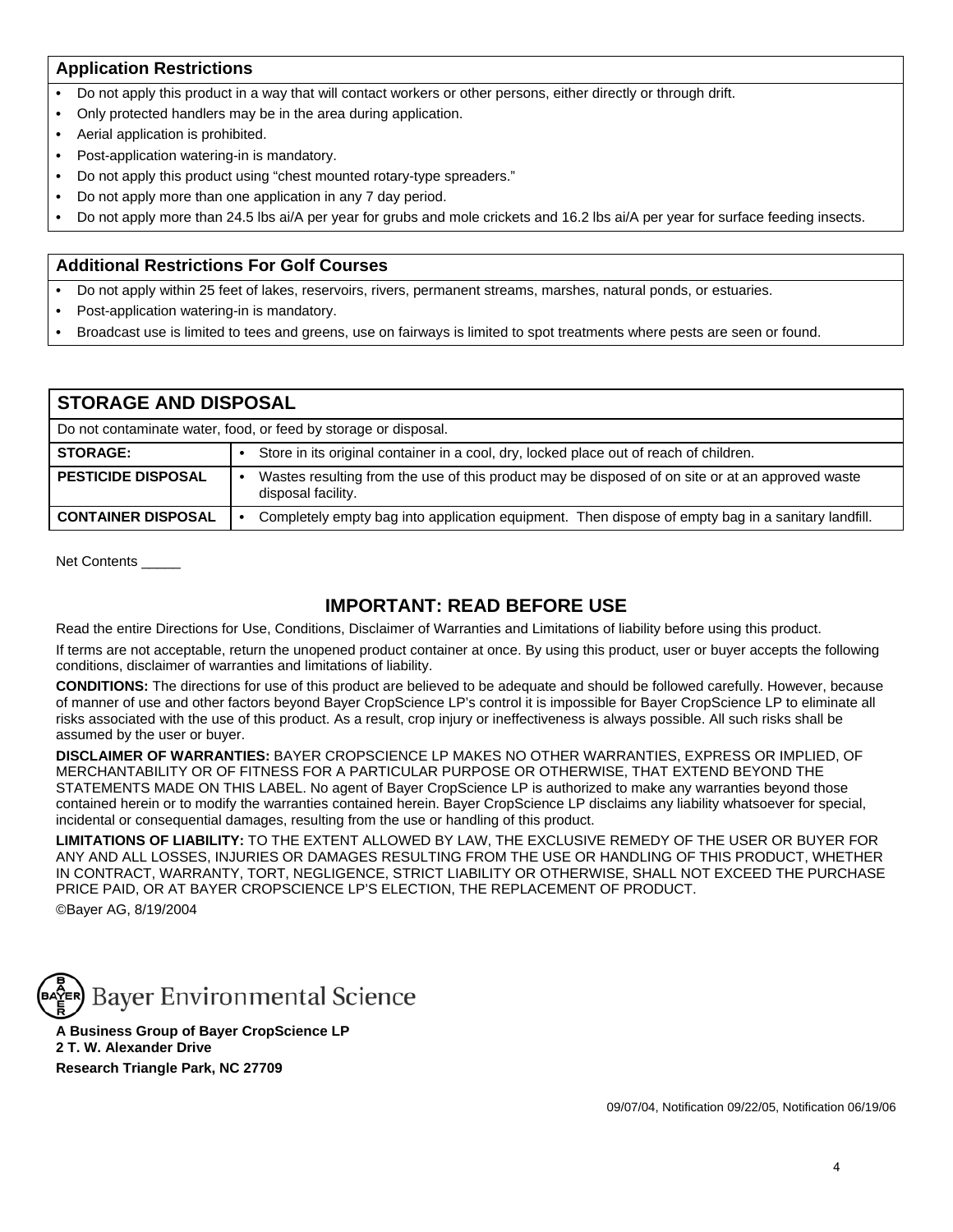### Application Restrictions

- Do not apply this product in a way that will contact workers or other persons, either directly or through drift.
- Only protected handlers may be in the area during application.
- Aerial application is prohibited.
- Post-application watering-in is mandatory.
- Do not apply this product using "chest mounted rotary-type spreaders."
- Do not apply more than one application in any 7 day period.
- Do not apply more than 24.5 lbs ai/A per year for grubs and mole crickets and 16.2 lbs ai/A per year for surface feeding insects.

### Additional Restrictions For Golf Courses

- Do not apply within 25 feet of lakes, reservoirs, rivers, permanent streams, marshes, natural ponds, or estuaries.
- Post-application watering-in is mandatory.
- Broadcast use is limited to tees and greens, use on fairways is limited to spot treatments where pests are seen or found.

## STORAGE AND DISPOSAL

Do not contaminate water, food, or feed by storage or disposal.

| | |
|---|---|
| **STORAGE:** | • Store in its original container in a cool, dry, locked place out of reach of children. |
| **PESTICIDE DISPOSAL** | • Wastes resulting from the use of this product may be disposed of on site or at an approved waste disposal facility. |
| **CONTAINER DISPOSAL** | • Completely empty bag into application equipment. Then dispose of empty bag in a sanitary landfill. |

Net Contents _____

## IMPORTANT: READ BEFORE USE

Read the entire Directions for Use, Conditions, Disclaimer of Warranties and Limitations of liability before using this product.

If terms are not acceptable, return the unopened product container at once. By using this product, user or buyer accepts the following conditions, disclaimer of warranties and limitations of liability.

**CONDITIONS:** The directions for use of this product are believed to be adequate and should be followed carefully. However, because of manner of use and other factors beyond Bayer CropScience LP's control it is impossible for Bayer CropScience LP to eliminate all risks associated with the use of this product. As a result, crop injury or ineffectiveness is always possible. All such risks shall be assumed by the user or buyer.

**DISCLAIMER OF WARRANTIES:** BAYER CROPSCIENCE LP MAKES NO OTHER WARRANTIES, EXPRESS OR IMPLIED, OF MERCHANTABILITY OR OF FITNESS FOR A PARTICULAR PURPOSE OR OTHERWISE, THAT EXTEND BEYOND THE STATEMENTS MADE ON THIS LABEL. No agent of Bayer CropScience LP is authorized to make any warranties beyond those contained herein or to modify the warranties contained herein. Bayer CropScience LP disclaims any liability whatsoever for special, incidental or consequential damages, resulting from the use or handling of this product.

**LIMITATIONS OF LIABILITY:** TO THE EXTENT ALLOWED BY LAW, THE EXCLUSIVE REMEDY OF THE USER OR BUYER FOR ANY AND ALL LOSSES, INJURIES OR DAMAGES RESULTING FROM THE USE OR HANDLING OF THIS PRODUCT, WHETHER IN CONTRACT, WARRANTY, TORT, NEGLIGENCE, STRICT LIABILITY OR OTHERWISE, SHALL NOT EXCEED THE PURCHASE PRICE PAID, OR AT BAYER CROPSCIENCE LP'S ELECTION, THE REPLACEMENT OF PRODUCT.

©Bayer AG, 8/19/2004

Bayer Environmental Science

**A Business Group of Bayer CropScience LP**
**2 T. W. Alexander Drive**
**Research Triangle Park, NC 27709**

09/07/04, Notification 09/22/05, Notification 06/19/06